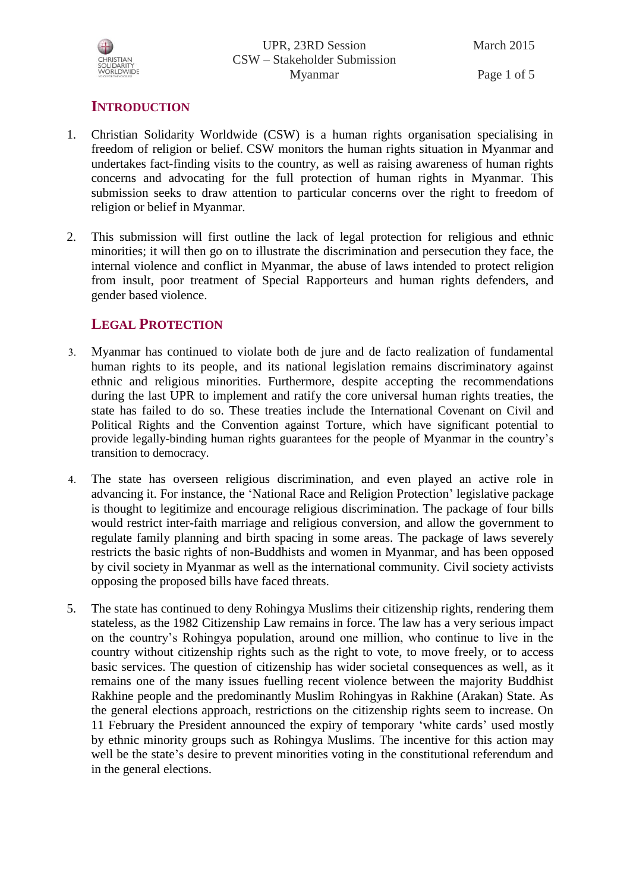## INTRODUCTION

1. Christian Solidarity Worldwide (CSW) is a human rights organisation specialising in freedom of religion or belief. CSW monitors the human rights situation in Myanmar and undertakes fact-finding visits to the country, as well as raising awareness of human rights concerns and advocating for the full protection of human rights in Myanmar. This submission seeks to draw attention to particular concerns over the right to freedom of religion or belief in Myanmar.

2. This submission will first outline the lack of legal protection for religious and ethnic minorities; it will then go on to illustrate the discrimination and persecution they face, the internal violence and conflict in Myanmar, the abuse of laws intended to protect religion from insult, poor treatment of Special Rapporteurs and human rights defenders, and gender based violence.

## LEGAL PROTECTION

3. Myanmar has continued to violate both de jure and de facto realization of fundamental human rights to its people, and its national legislation remains discriminatory against ethnic and religious minorities. Furthermore, despite accepting the recommendations during the last UPR to implement and ratify the core universal human rights treaties, the state has failed to do so. These treaties include the International Covenant on Civil and Political Rights and the Convention against Torture, which have significant potential to provide legally-binding human rights guarantees for the people of Myanmar in the country's transition to democracy.

4. The state has overseen religious discrimination, and even played an active role in advancing it. For instance, the 'National Race and Religion Protection' legislative package is thought to legitimize and encourage religious discrimination. The package of four bills would restrict inter-faith marriage and religious conversion, and allow the government to regulate family planning and birth spacing in some areas. The package of laws severely restricts the basic rights of non-Buddhists and women in Myanmar, and has been opposed by civil society in Myanmar as well as the international community. Civil society activists opposing the proposed bills have faced threats.

5. The state has continued to deny Rohingya Muslims their citizenship rights, rendering them stateless, as the 1982 Citizenship Law remains in force. The law has a very serious impact on the country's Rohingya population, around one million, who continue to live in the country without citizenship rights such as the right to vote, to move freely, or to access basic services. The question of citizenship has wider societal consequences as well, as it remains one of the many issues fuelling recent violence between the majority Buddhist Rakhine people and the predominantly Muslim Rohingyas in Rakhine (Arakan) State. As the general elections approach, restrictions on the citizenship rights seem to increase. On 11 February the President announced the expiry of temporary 'white cards' used mostly by ethnic minority groups such as Rohingya Muslims. The incentive for this action may well be the state's desire to prevent minorities voting in the constitutional referendum and in the general elections.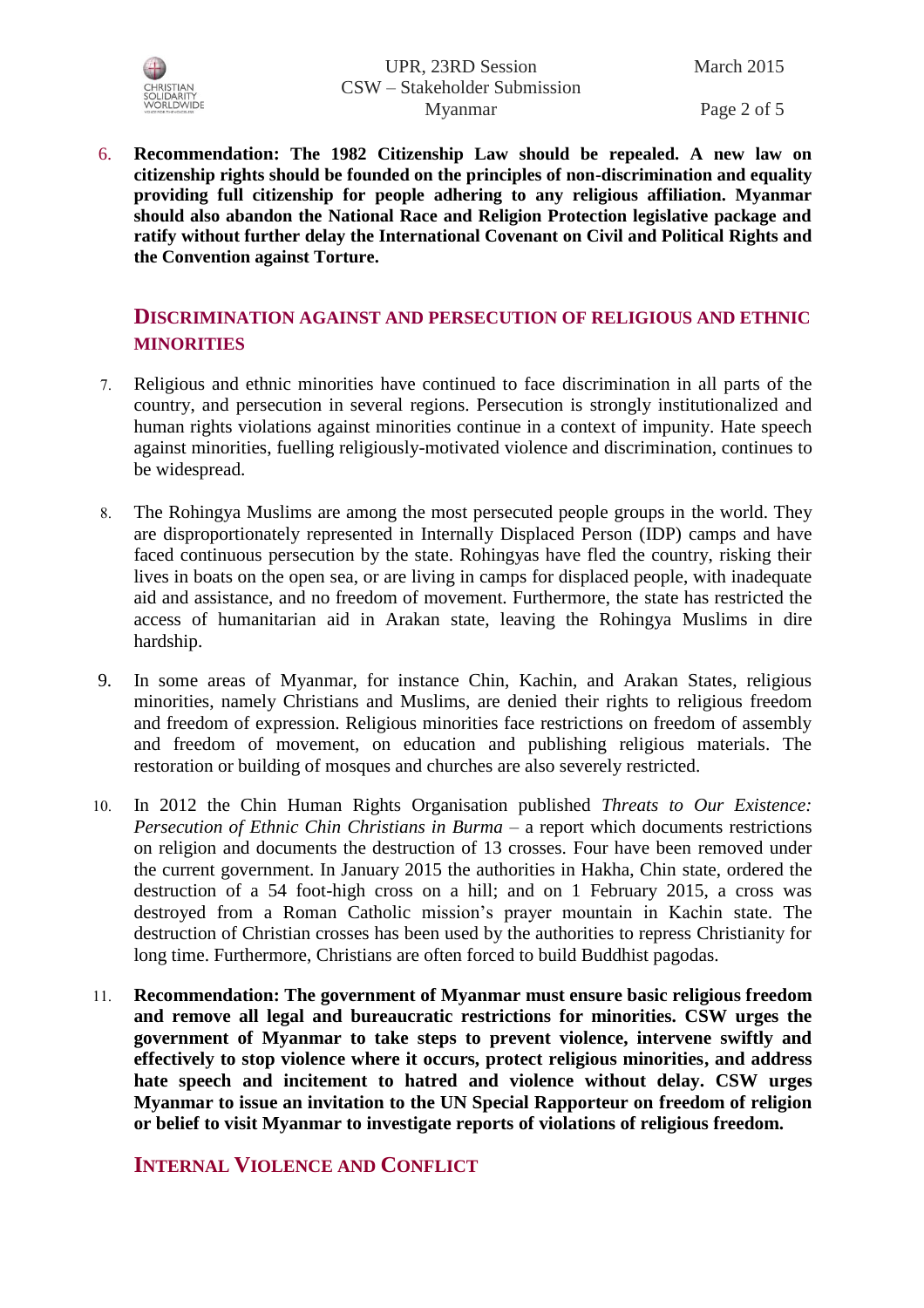6. **Recommendation: The 1982 Citizenship Law should be repealed. A new law on citizenship rights should be founded on the principles of non-discrimination and equality providing full citizenship for people adhering to any religious affiliation. Myanmar should also abandon the National Race and Religion Protection legislative package and ratify without further delay the International Covenant on Civil and Political Rights and the Convention against Torture.**

## Discrimination against and Persecution of Religious and Ethnic Minorities

7. Religious and ethnic minorities have continued to face discrimination in all parts of the country, and persecution in several regions. Persecution is strongly institutionalized and human rights violations against minorities continue in a context of impunity. Hate speech against minorities, fuelling religiously-motivated violence and discrimination, continues to be widespread.

8. The Rohingya Muslims are among the most persecuted people groups in the world. They are disproportionately represented in Internally Displaced Person (IDP) camps and have faced continuous persecution by the state. Rohingyas have fled the country, risking their lives in boats on the open sea, or are living in camps for displaced people, with inadequate aid and assistance, and no freedom of movement. Furthermore, the state has restricted the access of humanitarian aid in Arakan state, leaving the Rohingya Muslims in dire hardship.

9. In some areas of Myanmar, for instance Chin, Kachin, and Arakan States, religious minorities, namely Christians and Muslims, are denied their rights to religious freedom and freedom of expression. Religious minorities face restrictions on freedom of assembly and freedom of movement, on education and publishing religious materials. The restoration or building of mosques and churches are also severely restricted.

10. In 2012 the Chin Human Rights Organisation published *Threats to Our Existence: Persecution of Ethnic Chin Christians in Burma* – a report which documents restrictions on religion and documents the destruction of 13 crosses. Four have been removed under the current government. In January 2015 the authorities in Hakha, Chin state, ordered the destruction of a 54 foot-high cross on a hill; and on 1 February 2015, a cross was destroyed from a Roman Catholic mission's prayer mountain in Kachin state. The destruction of Christian crosses has been used by the authorities to repress Christianity for long time. Furthermore, Christians are often forced to build Buddhist pagodas.

11. **Recommendation: The government of Myanmar must ensure basic religious freedom and remove all legal and bureaucratic restrictions for minorities. CSW urges the government of Myanmar to take steps to prevent violence, intervene swiftly and effectively to stop violence where it occurs, protect religious minorities, and address hate speech and incitement to hatred and violence without delay. CSW urges Myanmar to issue an invitation to the UN Special Rapporteur on freedom of religion or belief to visit Myanmar to investigate reports of violations of religious freedom.**

## Internal Violence and Conflict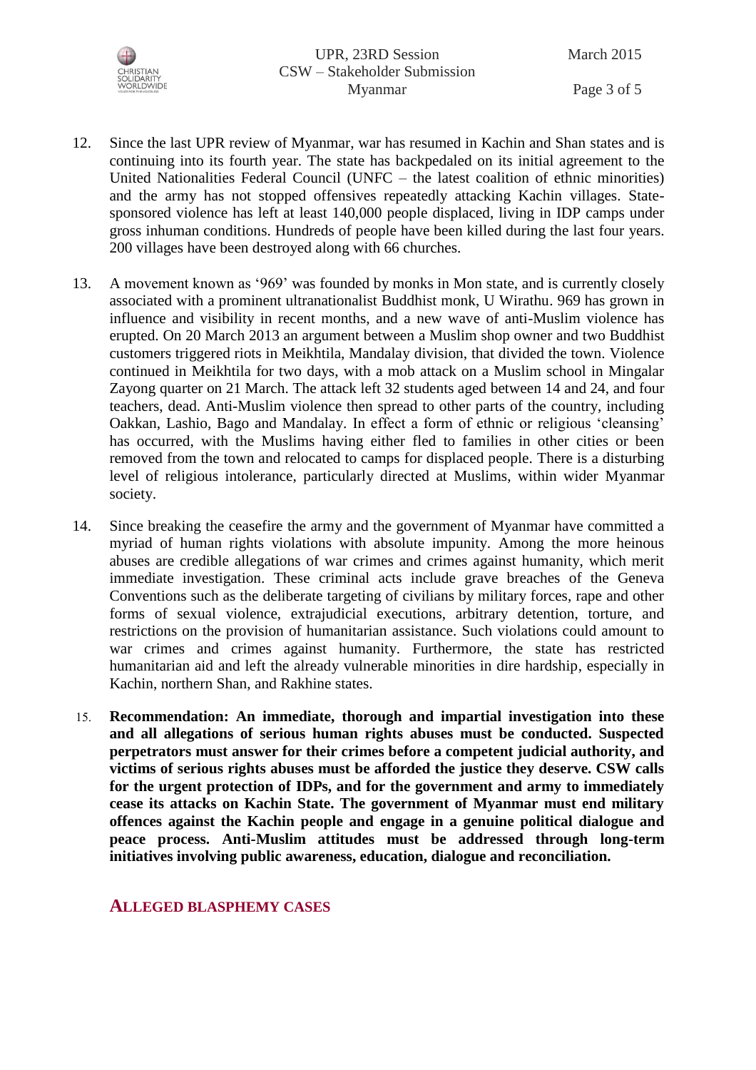12. Since the last UPR review of Myanmar, war has resumed in Kachin and Shan states and is continuing into its fourth year. The state has backpedaled on its initial agreement to the United Nationalities Federal Council (UNFC – the latest coalition of ethnic minorities) and the army has not stopped offensives repeatedly attacking Kachin villages. State-sponsored violence has left at least 140,000 people displaced, living in IDP camps under gross inhuman conditions. Hundreds of people have been killed during the last four years. 200 villages have been destroyed along with 66 churches.

13. A movement known as '969' was founded by monks in Mon state, and is currently closely associated with a prominent ultranationalist Buddhist monk, U Wirathu. 969 has grown in influence and visibility in recent months, and a new wave of anti-Muslim violence has erupted. On 20 March 2013 an argument between a Muslim shop owner and two Buddhist customers triggered riots in Meikhtila, Mandalay division, that divided the town. Violence continued in Meikhtila for two days, with a mob attack on a Muslim school in Mingalar Zayong quarter on 21 March. The attack left 32 students aged between 14 and 24, and four teachers, dead. Anti-Muslim violence then spread to other parts of the country, including Oakkan, Lashio, Bago and Mandalay. In effect a form of ethnic or religious 'cleansing' has occurred, with the Muslims having either fled to families in other cities or been removed from the town and relocated to camps for displaced people. There is a disturbing level of religious intolerance, particularly directed at Muslims, within wider Myanmar society.

14. Since breaking the ceasefire the army and the government of Myanmar have committed a myriad of human rights violations with absolute impunity. Among the more heinous abuses are credible allegations of war crimes and crimes against humanity, which merit immediate investigation. These criminal acts include grave breaches of the Geneva Conventions such as the deliberate targeting of civilians by military forces, rape and other forms of sexual violence, extrajudicial executions, arbitrary detention, torture, and restrictions on the provision of humanitarian assistance. Such violations could amount to war crimes and crimes against humanity. Furthermore, the state has restricted humanitarian aid and left the already vulnerable minorities in dire hardship, especially in Kachin, northern Shan, and Rakhine states.

15. **Recommendation: An immediate, thorough and impartial investigation into these and all allegations of serious human rights abuses must be conducted. Suspected perpetrators must answer for their crimes before a competent judicial authority, and victims of serious rights abuses must be afforded the justice they deserve. CSW calls for the urgent protection of IDPs, and for the government and army to immediately cease its attacks on Kachin State. The government of Myanmar must end military offences against the Kachin people and engage in a genuine political dialogue and peace process. Anti-Muslim attitudes must be addressed through long-term initiatives involving public awareness, education, dialogue and reconciliation.**

## ALLEGED BLASPHEMY CASES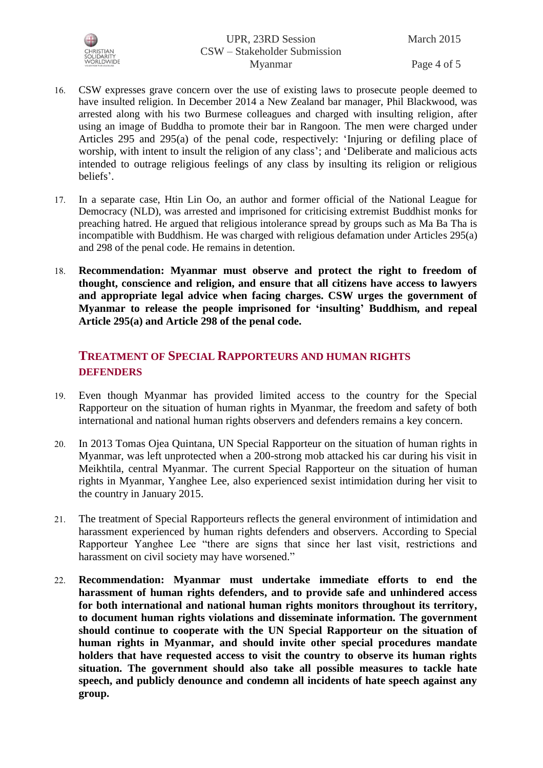16. CSW expresses grave concern over the use of existing laws to prosecute people deemed to have insulted religion. In December 2014 a New Zealand bar manager, Phil Blackwood, was arrested along with his two Burmese colleagues and charged with insulting religion, after using an image of Buddha to promote their bar in Rangoon. The men were charged under Articles 295 and 295(a) of the penal code, respectively: 'Injuring or defiling place of worship, with intent to insult the religion of any class'; and 'Deliberate and malicious acts intended to outrage religious feelings of any class by insulting its religion or religious beliefs'.

17. In a separate case, Htin Lin Oo, an author and former official of the National League for Democracy (NLD), was arrested and imprisoned for criticising extremist Buddhist monks for preaching hatred. He argued that religious intolerance spread by groups such as Ma Ba Tha is incompatible with Buddhism. He was charged with religious defamation under Articles 295(a) and 298 of the penal code. He remains in detention.

18. **Recommendation: Myanmar must observe and protect the right to freedom of thought, conscience and religion, and ensure that all citizens have access to lawyers and appropriate legal advice when facing charges. CSW urges the government of Myanmar to release the people imprisoned for 'insulting' Buddhism, and repeal Article 295(a) and Article 298 of the penal code.**

## TREATMENT OF SPECIAL RAPPORTEURS AND HUMAN RIGHTS DEFENDERS

19. Even though Myanmar has provided limited access to the country for the Special Rapporteur on the situation of human rights in Myanmar, the freedom and safety of both international and national human rights observers and defenders remains a key concern.

20. In 2013 Tomas Ojea Quintana, UN Special Rapporteur on the situation of human rights in Myanmar, was left unprotected when a 200-strong mob attacked his car during his visit in Meikhtila, central Myanmar. The current Special Rapporteur on the situation of human rights in Myanmar, Yanghee Lee, also experienced sexist intimidation during her visit to the country in January 2015.

21. The treatment of Special Rapporteurs reflects the general environment of intimidation and harassment experienced by human rights defenders and observers. According to Special Rapporteur Yanghee Lee "there are signs that since her last visit, restrictions and harassment on civil society may have worsened."

22. **Recommendation: Myanmar must undertake immediate efforts to end the harassment of human rights defenders, and to provide safe and unhindered access for both international and national human rights monitors throughout its territory, to document human rights violations and disseminate information. The government should continue to cooperate with the UN Special Rapporteur on the situation of human rights in Myanmar, and should invite other special procedures mandate holders that have requested access to visit the country to observe its human rights situation. The government should also take all possible measures to tackle hate speech, and publicly denounce and condemn all incidents of hate speech against any group.**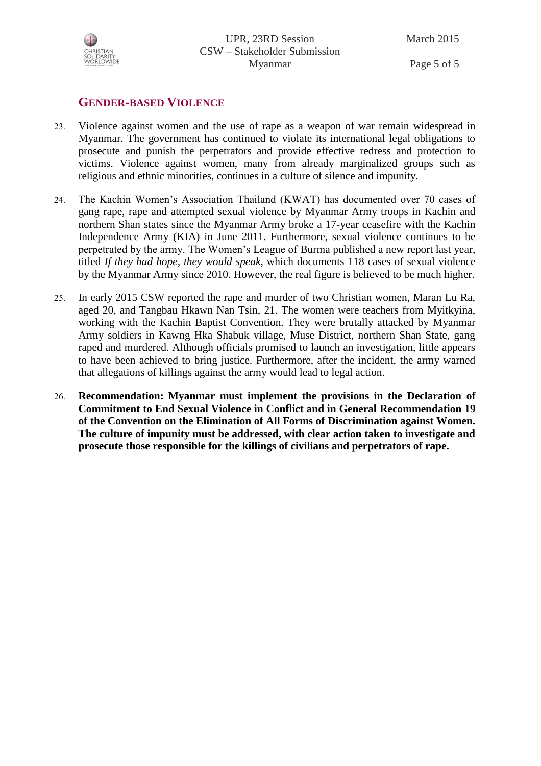## GENDER-BASED VIOLENCE

23. Violence against women and the use of rape as a weapon of war remain widespread in Myanmar. The government has continued to violate its international legal obligations to prosecute and punish the perpetrators and provide effective redress and protection to victims. Violence against women, many from already marginalized groups such as religious and ethnic minorities, continues in a culture of silence and impunity.

24. The Kachin Women's Association Thailand (KWAT) has documented over 70 cases of gang rape, rape and attempted sexual violence by Myanmar Army troops in Kachin and northern Shan states since the Myanmar Army broke a 17-year ceasefire with the Kachin Independence Army (KIA) in June 2011. Furthermore, sexual violence continues to be perpetrated by the army. The Women's League of Burma published a new report last year, titled *If they had hope, they would speak*, which documents 118 cases of sexual violence by the Myanmar Army since 2010. However, the real figure is believed to be much higher.

25. In early 2015 CSW reported the rape and murder of two Christian women, Maran Lu Ra, aged 20, and Tangbau Hkawn Nan Tsin, 21. The women were teachers from Myitkyina, working with the Kachin Baptist Convention. They were brutally attacked by Myanmar Army soldiers in Kawng Hka Shabuk village, Muse District, northern Shan State, gang raped and murdered. Although officials promised to launch an investigation, little appears to have been achieved to bring justice. Furthermore, after the incident, the army warned that allegations of killings against the army would lead to legal action.

26. **Recommendation: Myanmar must implement the provisions in the Declaration of Commitment to End Sexual Violence in Conflict and in General Recommendation 19 of the Convention on the Elimination of All Forms of Discrimination against Women. The culture of impunity must be addressed, with clear action taken to investigate and prosecute those responsible for the killings of civilians and perpetrators of rape.**